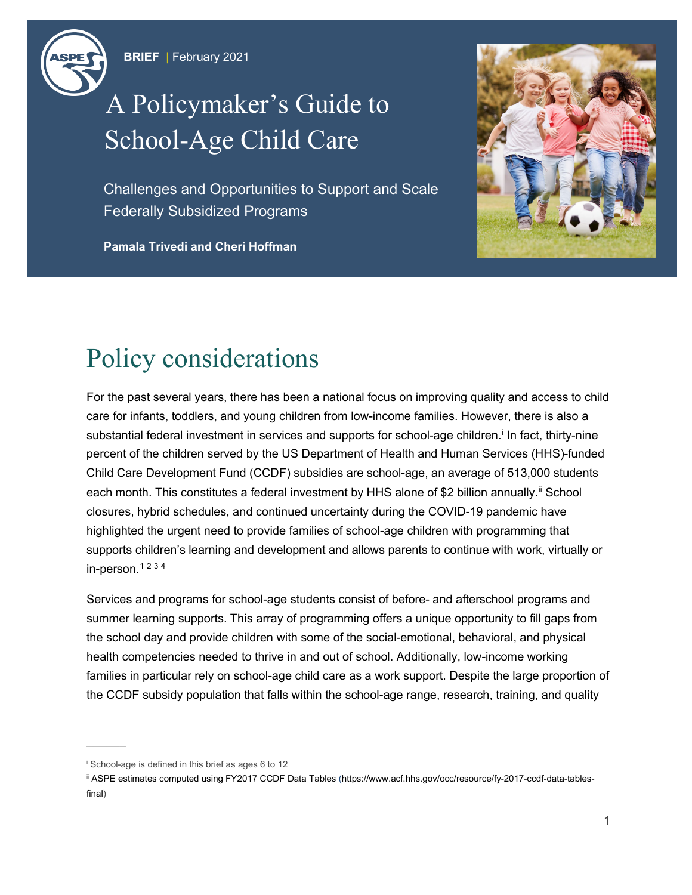**BRIEF** | February 2021

# A Policymaker's Guide to School-Age Child Care

Challenges and Opportunities to Support and Scale Federally Subsidized Programs

**Pamala Trivedi and Cheri Hoffman**

## Policy considerations

For the past several years, there has been a national focus on improving quality and access to child care for infants, toddlers, and young children from low-income families. However, there is also a substantial federal investment in services and supports for school-age children.[i] In fact, thirty-nine percent of the children served by the US Department of Health and Human Services (HHS)-funded Child Care Development Fund (CCDF) subsidies are school-age, an average of 513,000 students each month. This constitutes a federal investment by HHS alone of $2 billion annually.[ii] School closures, hybrid schedules, and continued uncertainty during the COVID-19 pandemic have highlighted the urgent need to provide families of school-age children with programming that supports children's learning and development and allows parents to continue with work, virtually or in-person.[1 2 3 4]

Services and programs for school-age students consist of before- and afterschool programs and summer learning supports. This array of programming offers a unique opportunity to fill gaps from the school day and provide children with some of the social-emotional, behavioral, and physical health competencies needed to thrive in and out of school. Additionally, low-income working families in particular rely on school-age child care as a work support. Despite the large proportion of the CCDF subsidy population that falls within the school-age range, research, training, and quality

[i] School-age is defined in this brief as ages 6 to 12

[ii] ASPE estimates computed using FY2017 CCDF Data Tables (https://www.acf.hhs.gov/occ/resource/fy-2017-ccdf-data-tables-final)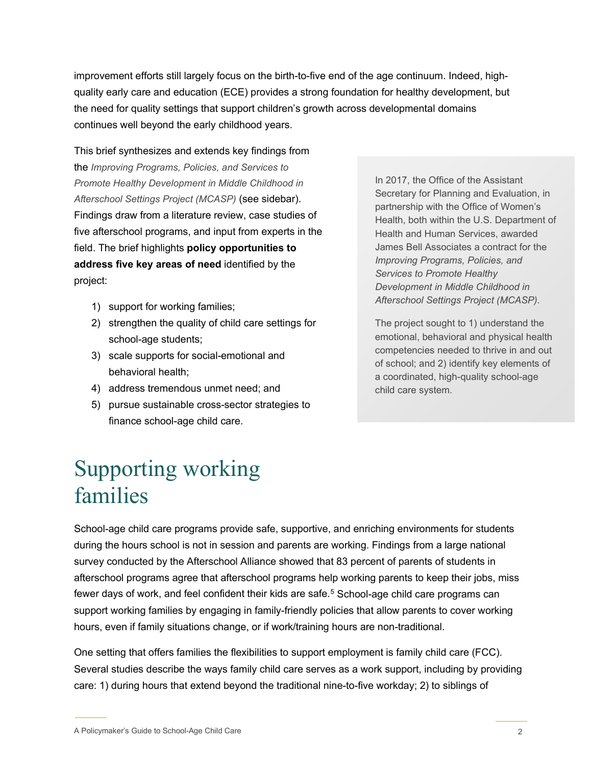improvement efforts still largely focus on the birth-to-five end of the age continuum. Indeed, high-quality early care and education (ECE) provides a strong foundation for healthy development, but the need for quality settings that support children's growth across developmental domains continues well beyond the early childhood years.

This brief synthesizes and extends key findings from the *Improving Programs, Policies, and Services to Promote Healthy Development in Middle Childhood in Afterschool Settings Project (MCASP)* (see sidebar). Findings draw from a literature review, case studies of five afterschool programs, and input from experts in the field. The brief highlights **policy opportunities to address five key areas of need** identified by the project:

1) support for working families;
2) strengthen the quality of child care settings for school-age students;
3) scale supports for social-emotional and behavioral health;
4) address tremendous unmet need; and
5) pursue sustainable cross-sector strategies to finance school-age child care.

In 2017, the Office of the Assistant Secretary for Planning and Evaluation, in partnership with the Office of Women's Health, both within the U.S. Department of Health and Human Services, awarded James Bell Associates a contract for the *Improving Programs, Policies, and Services to Promote Healthy Development in Middle Childhood in Afterschool Settings Project (MCASP).*

The project sought to 1) understand the emotional, behavioral and physical health competencies needed to thrive in and out of school; and 2) identify key elements of a coordinated, high-quality school-age child care system.

# Supporting working families

School-age child care programs provide safe, supportive, and enriching environments for students during the hours school is not in session and parents are working. Findings from a large national survey conducted by the Afterschool Alliance showed that 83 percent of parents of students in afterschool programs agree that afterschool programs help working parents to keep their jobs, miss fewer days of work, and feel confident their kids are safe.[5] School-age child care programs can support working families by engaging in family-friendly policies that allow parents to cover working hours, even if family situations change, or if work/training hours are non-traditional.

One setting that offers families the flexibilities to support employment is family child care (FCC). Several studies describe the ways family child care serves as a work support, including by providing care: 1) during hours that extend beyond the traditional nine-to-five workday; 2) to siblings of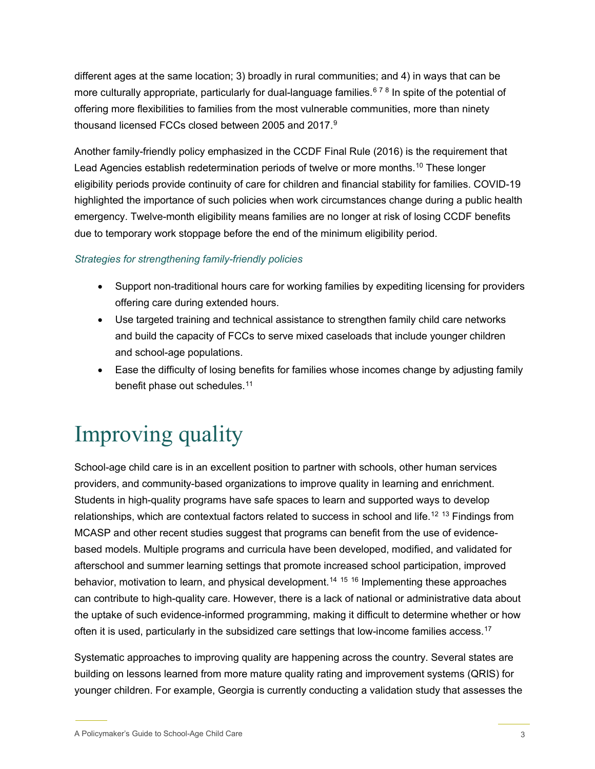different ages at the same location; 3) broadly in rural communities; and 4) in ways that can be more culturally appropriate, particularly for dual-language families.[6 7 8] In spite of the potential of offering more flexibilities to families from the most vulnerable communities, more than ninety thousand licensed FCCs closed between 2005 and 2017.[9]

Another family-friendly policy emphasized in the CCDF Final Rule (2016) is the requirement that Lead Agencies establish redetermination periods of twelve or more months.[10] These longer eligibility periods provide continuity of care for children and financial stability for families. COVID-19 highlighted the importance of such policies when work circumstances change during a public health emergency. Twelve-month eligibility means families are no longer at risk of losing CCDF benefits due to temporary work stoppage before the end of the minimum eligibility period.

*Strategies for strengthening family-friendly policies*

- Support non-traditional hours care for working families by expediting licensing for providers offering care during extended hours.
- Use targeted training and technical assistance to strengthen family child care networks and build the capacity of FCCs to serve mixed caseloads that include younger children and school-age populations.
- Ease the difficulty of losing benefits for families whose incomes change by adjusting family benefit phase out schedules.[11]

# Improving quality

School-age child care is in an excellent position to partner with schools, other human services providers, and community-based organizations to improve quality in learning and enrichment. Students in high-quality programs have safe spaces to learn and supported ways to develop relationships, which are contextual factors related to success in school and life.[12 13] Findings from MCASP and other recent studies suggest that programs can benefit from the use of evidence-based models. Multiple programs and curricula have been developed, modified, and validated for afterschool and summer learning settings that promote increased school participation, improved behavior, motivation to learn, and physical development.[14 15 16] Implementing these approaches can contribute to high-quality care. However, there is a lack of national or administrative data about the uptake of such evidence-informed programming, making it difficult to determine whether or how often it is used, particularly in the subsidized care settings that low-income families access.[17]

Systematic approaches to improving quality are happening across the country. Several states are building on lessons learned from more mature quality rating and improvement systems (QRIS) for younger children. For example, Georgia is currently conducting a validation study that assesses the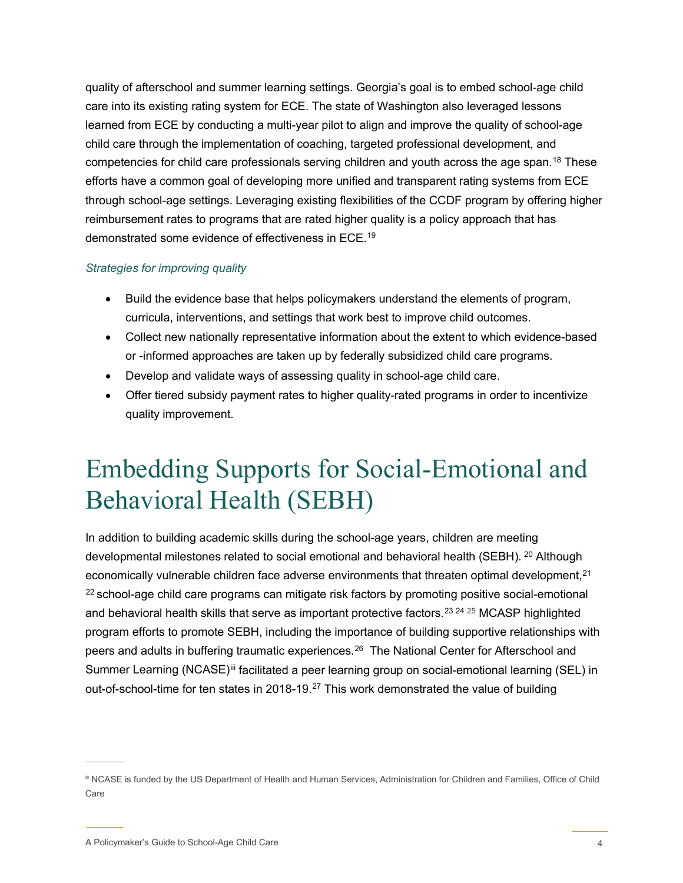quality of afterschool and summer learning settings. Georgia's goal is to embed school-age child care into its existing rating system for ECE. The state of Washington also leveraged lessons learned from ECE by conducting a multi-year pilot to align and improve the quality of school-age child care through the implementation of coaching, targeted professional development, and competencies for child care professionals serving children and youth across the age span.[18] These efforts have a common goal of developing more unified and transparent rating systems from ECE through school-age settings. Leveraging existing flexibilities of the CCDF program by offering higher reimbursement rates to programs that are rated higher quality is a policy approach that has demonstrated some evidence of effectiveness in ECE.[19]

*Strategies for improving quality*

- Build the evidence base that helps policymakers understand the elements of program, curricula, interventions, and settings that work best to improve child outcomes.
- Collect new nationally representative information about the extent to which evidence-based or -informed approaches are taken up by federally subsidized child care programs.
- Develop and validate ways of assessing quality in school-age child care.
- Offer tiered subsidy payment rates to higher quality-rated programs in order to incentivize quality improvement.

# Embedding Supports for Social-Emotional and Behavioral Health (SEBH)

In addition to building academic skills during the school-age years, children are meeting developmental milestones related to social emotional and behavioral health (SEBH).[20] Although economically vulnerable children face adverse environments that threaten optimal development,[21] [22] school-age child care programs can mitigate risk factors by promoting positive social-emotional and behavioral health skills that serve as important protective factors.[23] [24] [25] MCASP highlighted program efforts to promote SEBH, including the importance of building supportive relationships with peers and adults in buffering traumatic experiences.[26] The National Center for Afterschool and Summer Learning (NCASE)[iii] facilitated a peer learning group on social-emotional learning (SEL) in out-of-school-time for ten states in 2018-19.[27] This work demonstrated the value of building

[iii] NCASE is funded by the US Department of Health and Human Services, Administration for Children and Families, Office of Child Care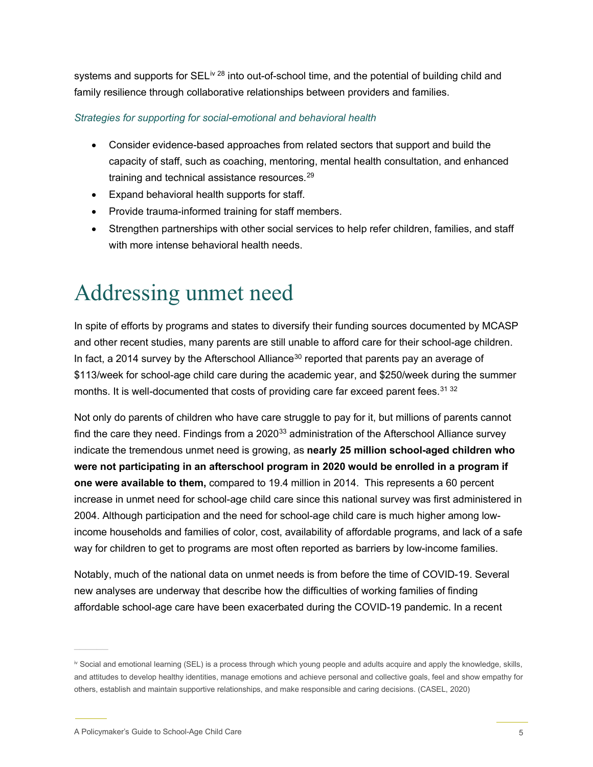systems and supports for SEL[iv] [28] into out-of-school time, and the potential of building child and family resilience through collaborative relationships between providers and families.

*Strategies for supporting for social-emotional and behavioral health*

- Consider evidence-based approaches from related sectors that support and build the capacity of staff, such as coaching, mentoring, mental health consultation, and enhanced training and technical assistance resources.[29]
- Expand behavioral health supports for staff.
- Provide trauma-informed training for staff members.
- Strengthen partnerships with other social services to help refer children, families, and staff with more intense behavioral health needs.

# Addressing unmet need

In spite of efforts by programs and states to diversify their funding sources documented by MCASP and other recent studies, many parents are still unable to afford care for their school-age children. In fact, a 2014 survey by the Afterschool Alliance[30] reported that parents pay an average of $113/week for school-age child care during the academic year, and $250/week during the summer months. It is well-documented that costs of providing care far exceed parent fees.[31] [32]

Not only do parents of children who have care struggle to pay for it, but millions of parents cannot find the care they need. Findings from a 2020[33] administration of the Afterschool Alliance survey indicate the tremendous unmet need is growing, as **nearly 25 million school-aged children who were not participating in an afterschool program in 2020 would be enrolled in a program if one were available to them,** compared to 19.4 million in 2014. This represents a 60 percent increase in unmet need for school-age child care since this national survey was first administered in 2004. Although participation and the need for school-age child care is much higher among low-income households and families of color, cost, availability of affordable programs, and lack of a safe way for children to get to programs are most often reported as barriers by low-income families.

Notably, much of the national data on unmet needs is from before the time of COVID-19. Several new analyses are underway that describe how the difficulties of working families of finding affordable school-age care have been exacerbated during the COVID-19 pandemic. In a recent

[iv] Social and emotional learning (SEL) is a process through which young people and adults acquire and apply the knowledge, skills, and attitudes to develop healthy identities, manage emotions and achieve personal and collective goals, feel and show empathy for others, establish and maintain supportive relationships, and make responsible and caring decisions. (CASEL, 2020)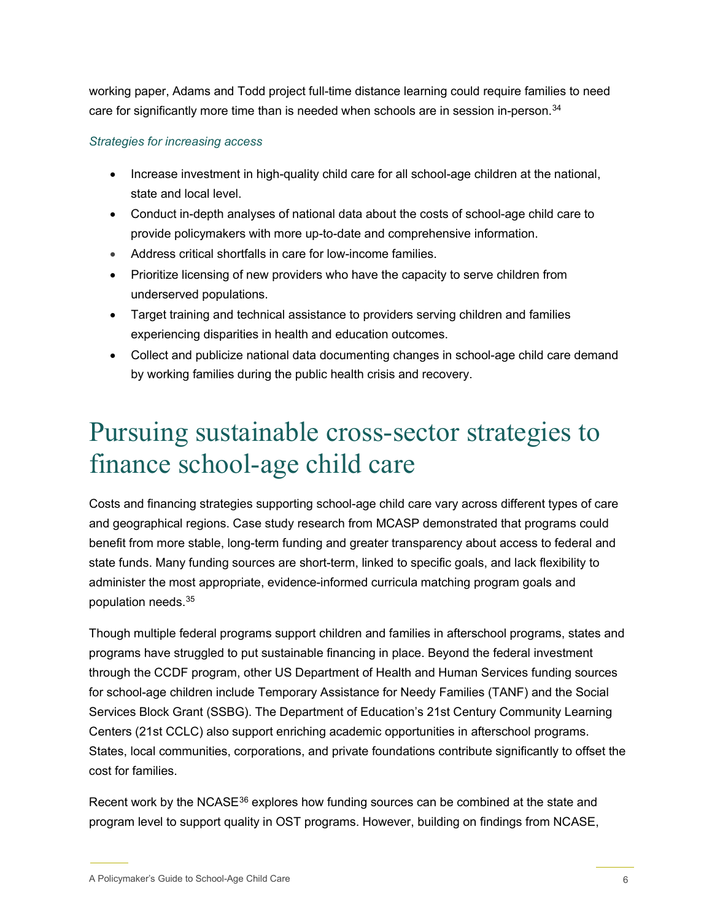working paper, Adams and Todd project full-time distance learning could require families to need care for significantly more time than is needed when schools are in session in-person.[34]

*Strategies for increasing access*

- Increase investment in high-quality child care for all school-age children at the national, state and local level.
- Conduct in-depth analyses of national data about the costs of school-age child care to provide policymakers with more up-to-date and comprehensive information.
- Address critical shortfalls in care for low-income families.
- Prioritize licensing of new providers who have the capacity to serve children from underserved populations.
- Target training and technical assistance to providers serving children and families experiencing disparities in health and education outcomes.
- Collect and publicize national data documenting changes in school-age child care demand by working families during the public health crisis and recovery.

# Pursuing sustainable cross-sector strategies to finance school-age child care

Costs and financing strategies supporting school-age child care vary across different types of care and geographical regions. Case study research from MCASP demonstrated that programs could benefit from more stable, long-term funding and greater transparency about access to federal and state funds. Many funding sources are short-term, linked to specific goals, and lack flexibility to administer the most appropriate, evidence-informed curricula matching program goals and population needs.[35]

Though multiple federal programs support children and families in afterschool programs, states and programs have struggled to put sustainable financing in place. Beyond the federal investment through the CCDF program, other US Department of Health and Human Services funding sources for school-age children include Temporary Assistance for Needy Families (TANF) and the Social Services Block Grant (SSBG). The Department of Education's 21st Century Community Learning Centers (21st CCLC) also support enriching academic opportunities in afterschool programs. States, local communities, corporations, and private foundations contribute significantly to offset the cost for families.

Recent work by the NCASE[36] explores how funding sources can be combined at the state and program level to support quality in OST programs. However, building on findings from NCASE,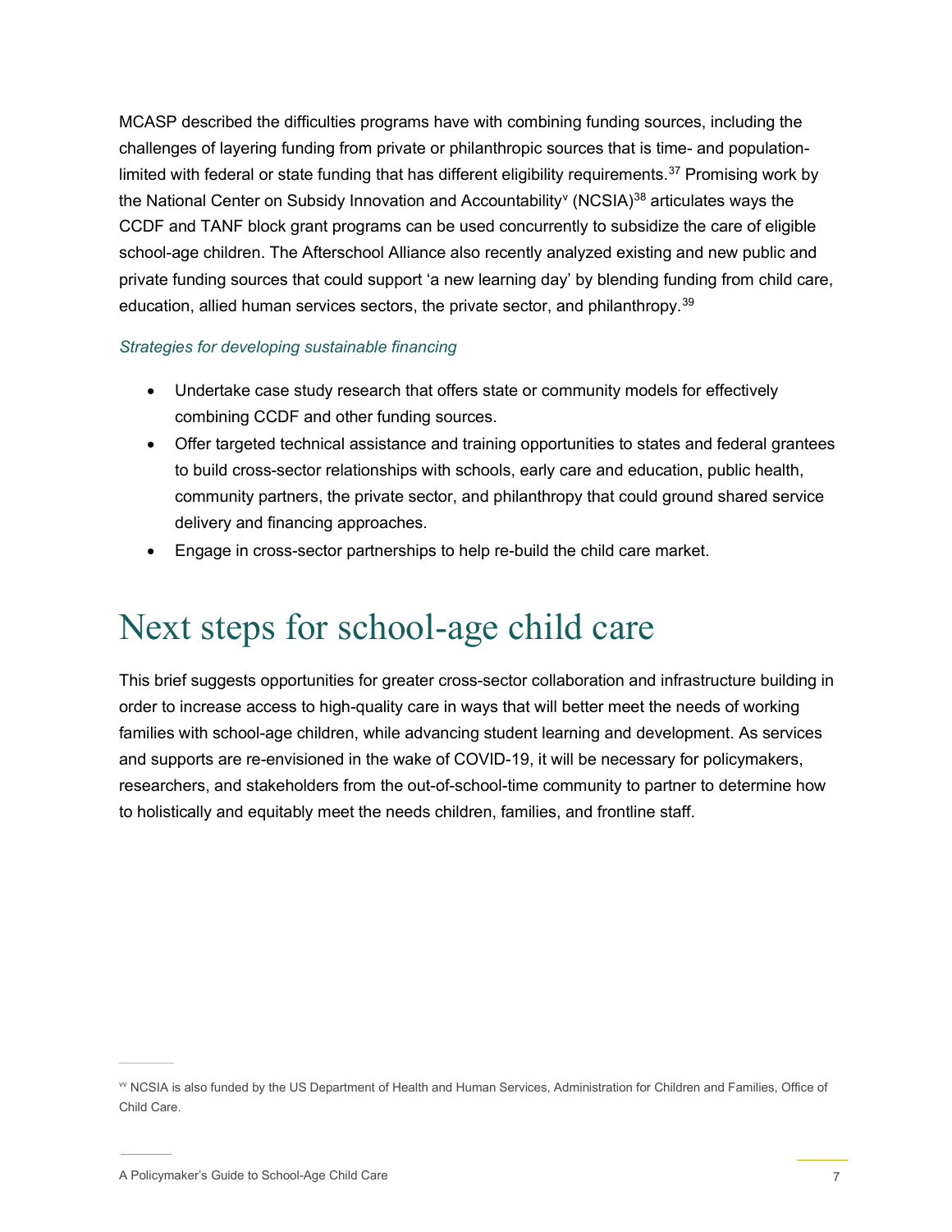MCASP described the difficulties programs have with combining funding sources, including the challenges of layering funding from private or philanthropic sources that is time- and population-limited with federal or state funding that has different eligibility requirements.[37] Promising work by the National Center on Subsidy Innovation and Accountability[v] (NCSIA)[38] articulates ways the CCDF and TANF block grant programs can be used concurrently to subsidize the care of eligible school-age children. The Afterschool Alliance also recently analyzed existing and new public and private funding sources that could support 'a new learning day' by blending funding from child care, education, allied human services sectors, the private sector, and philanthropy.[39]

*Strategies for developing sustainable financing*

- Undertake case study research that offers state or community models for effectively combining CCDF and other funding sources.
- Offer targeted technical assistance and training opportunities to states and federal grantees to build cross-sector relationships with schools, early care and education, public health, community partners, the private sector, and philanthropy that could ground shared service delivery and financing approaches.
- Engage in cross-sector partnerships to help re-build the child care market.

# Next steps for school-age child care

This brief suggests opportunities for greater cross-sector collaboration and infrastructure building in order to increase access to high-quality care in ways that will better meet the needs of working families with school-age children, while advancing student learning and development. As services and supports are re-envisioned in the wake of COVID-19, it will be necessary for policymakers, researchers, and stakeholders from the out-of-school-time community to partner to determine how to holistically and equitably meet the needs children, families, and frontline staff.

---

[v] NCSIA is also funded by the US Department of Health and Human Services, Administration for Children and Families, Office of Child Care.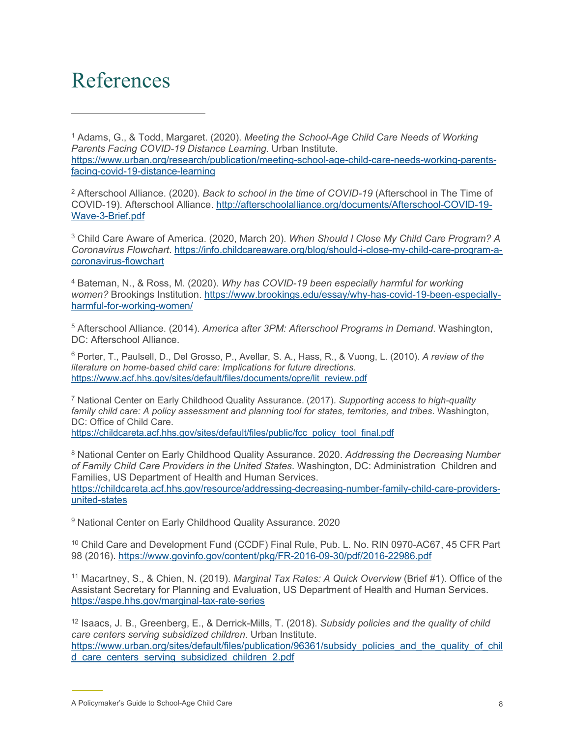# References

[1] Adams, G., & Todd, Margaret. (2020). *Meeting the School-Age Child Care Needs of Working Parents Facing COVID-19 Distance Learning.* Urban Institute. https://www.urban.org/research/publication/meeting-school-age-child-care-needs-working-parents-facing-covid-19-distance-learning

[2] Afterschool Alliance. (2020). *Back to school in the time of COVID-19* (Afterschool in The Time of COVID-19). Afterschool Alliance. http://afterschoolalliance.org/documents/Afterschool-COVID-19-Wave-3-Brief.pdf

[3] Child Care Aware of America. (2020, March 20). *When Should I Close My Child Care Program? A Coronavirus Flowchart*. https://info.childcareaware.org/blog/should-i-close-my-child-care-program-a-coronavirus-flowchart

[4] Bateman, N., & Ross, M. (2020). *Why has COVID-19 been especially harmful for working women?* Brookings Institution. https://www.brookings.edu/essay/why-has-covid-19-been-especially-harmful-for-working-women/

[5] Afterschool Alliance. (2014). *America after 3PM: Afterschool Programs in Demand*. Washington, DC: Afterschool Alliance.

[6] Porter, T., Paulsell, D., Del Grosso, P., Avellar, S. A., Hass, R., & Vuong, L. (2010). *A review of the literature on home-based child care: Implications for future directions.* https://www.acf.hhs.gov/sites/default/files/documents/opre/lit_review.pdf

[7] National Center on Early Childhood Quality Assurance. (2017). *Supporting access to high-quality family child care: A policy assessment and planning tool for states, territories, and tribes*. Washington, DC: Office of Child Care. https://childcareta.acf.hhs.gov/sites/default/files/public/fcc_policy_tool_final.pdf

[8] National Center on Early Childhood Quality Assurance. 2020. *Addressing the Decreasing Number of Family Child Care Providers in the United States*. Washington, DC: Administration Children and Families, US Department of Health and Human Services. https://childcareta.acf.hhs.gov/resource/addressing-decreasing-number-family-child-care-providers-united-states

[9] National Center on Early Childhood Quality Assurance. 2020

[10] Child Care and Development Fund (CCDF) Final Rule, Pub. L. No. RIN 0970-AC67, 45 CFR Part 98 (2016). https://www.govinfo.gov/content/pkg/FR-2016-09-30/pdf/2016-22986.pdf

[11] Macartney, S., & Chien, N. (2019). *Marginal Tax Rates: A Quick Overview* (Brief #1). Office of the Assistant Secretary for Planning and Evaluation, US Department of Health and Human Services. https://aspe.hhs.gov/marginal-tax-rate-series

[12] Isaacs, J. B., Greenberg, E., & Derrick-Mills, T. (2018). *Subsidy policies and the quality of child care centers serving subsidized children*. Urban Institute. https://www.urban.org/sites/default/files/publication/96361/subsidy_policies_and_the_quality_of_child_care_centers_serving_subsidized_children_2.pdf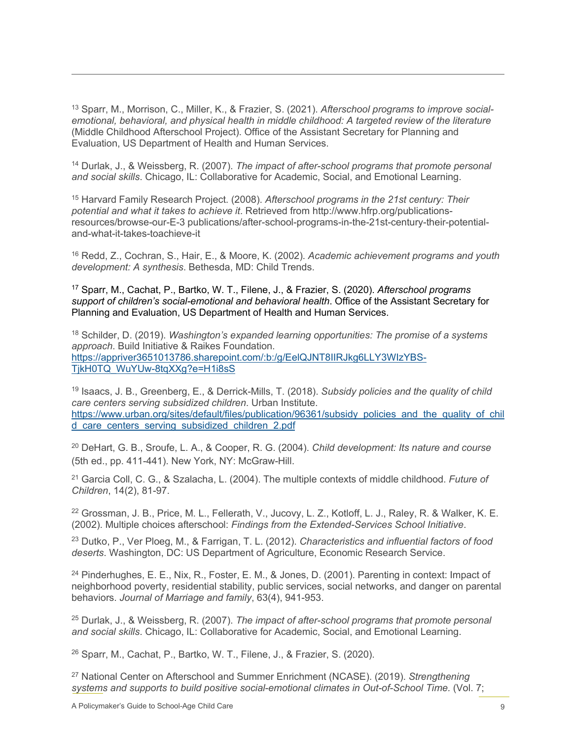[13] Sparr, M., Morrison, C., Miller, K., & Frazier, S. (2021). *Afterschool programs to improve social-emotional, behavioral, and physical health in middle childhood: A targeted review of the literature* (Middle Childhood Afterschool Project). Office of the Assistant Secretary for Planning and Evaluation, US Department of Health and Human Services.

[14] Durlak, J., & Weissberg, R. (2007). *The impact of after-school programs that promote personal and social skills*. Chicago, IL: Collaborative for Academic, Social, and Emotional Learning.

[15] Harvard Family Research Project. (2008). *Afterschool programs in the 21st century: Their potential and what it takes to achieve it*. Retrieved from http://www.hfrp.org/publications-resources/browse-our-E-3 publications/after-school-programs-in-the-21st-century-their-potential-and-what-it-takes-toachieve-it

[16] Redd, Z., Cochran, S., Hair, E., & Moore, K. (2002). *Academic achievement programs and youth development: A synthesis*. Bethesda, MD: Child Trends.

[17] Sparr, M., Cachat, P., Bartko, W. T., Filene, J., & Frazier, S. (2020). *Afterschool programs support of children's social-emotional and behavioral health*. Office of the Assistant Secretary for Planning and Evaluation, US Department of Health and Human Services.

[18] Schilder, D. (2019). *Washington's expanded learning opportunities: The promise of a systems approach*. Build Initiative & Raikes Foundation. https://appriver3651013786.sharepoint.com/:b:/g/EelQJNT8IIRJkg6LLY3WIzYBS-TjkH0TQ_WuYUw-8tqXXg?e=H1i8sS

[19] Isaacs, J. B., Greenberg, E., & Derrick-Mills, T. (2018). *Subsidy policies and the quality of child care centers serving subsidized children*. Urban Institute. https://www.urban.org/sites/default/files/publication/96361/subsidy_policies_and_the_quality_of_child_care_centers_serving_subsidized_children_2.pdf

[20] DeHart, G. B., Sroufe, L. A., & Cooper, R. G. (2004). *Child development: Its nature and course* (5th ed., pp. 411-441). New York, NY: McGraw-Hill.

[21] Garcia Coll, C. G., & Szalacha, L. (2004). The multiple contexts of middle childhood. *Future of Children*, 14(2), 81-97.

[22] Grossman, J. B., Price, M. L., Fellerath, V., Jucovy, L. Z., Kotloff, L. J., Raley, R. & Walker, K. E. (2002). Multiple choices afterschool: *Findings from the Extended-Services School Initiative*.

[23] Dutko, P., Ver Ploeg, M., & Farrigan, T. L. (2012). *Characteristics and influential factors of food deserts*. Washington, DC: US Department of Agriculture, Economic Research Service.

[24] Pinderhughes, E. E., Nix, R., Foster, E. M., & Jones, D. (2001). Parenting in context: Impact of neighborhood poverty, residential stability, public services, social networks, and danger on parental behaviors. *Journal of Marriage and family*, 63(4), 941-953.

[25] Durlak, J., & Weissberg, R. (2007). *The impact of after-school programs that promote personal and social skills*. Chicago, IL: Collaborative for Academic, Social, and Emotional Learning.

[26] Sparr, M., Cachat, P., Bartko, W. T., Filene, J., & Frazier, S. (2020).

[27] National Center on Afterschool and Summer Enrichment (NCASE). (2019). *Strengthening systems and supports to build positive social-emotional climates in Out-of-School Time.* (Vol. 7;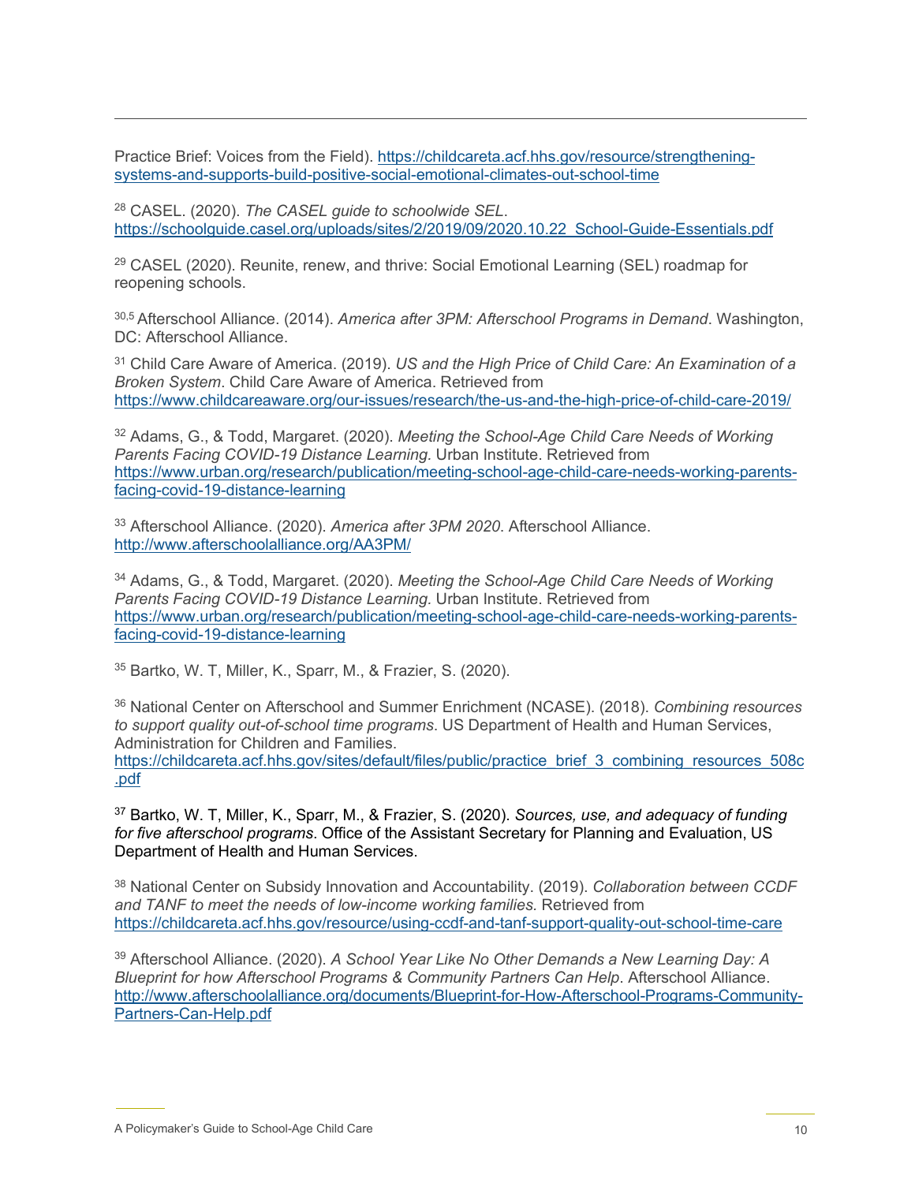Practice Brief: Voices from the Field). https://childcareta.acf.hhs.gov/resource/strengthening-systems-and-supports-build-positive-social-emotional-climates-out-school-time

[28] CASEL. (2020). *The CASEL guide to schoolwide SEL*. https://schoolguide.casel.org/uploads/sites/2/2019/09/2020.10.22_School-Guide-Essentials.pdf

[29] CASEL (2020). Reunite, renew, and thrive: Social Emotional Learning (SEL) roadmap for reopening schools.

[30,5] Afterschool Alliance. (2014). *America after 3PM: Afterschool Programs in Demand*. Washington, DC: Afterschool Alliance.

[31] Child Care Aware of America. (2019). *US and the High Price of Child Care: An Examination of a Broken System*. Child Care Aware of America. Retrieved from https://www.childcareaware.org/our-issues/research/the-us-and-the-high-price-of-child-care-2019/

[32] Adams, G., & Todd, Margaret. (2020). *Meeting the School-Age Child Care Needs of Working Parents Facing COVID-19 Distance Learning.* Urban Institute. Retrieved from https://www.urban.org/research/publication/meeting-school-age-child-care-needs-working-parents-facing-covid-19-distance-learning

[33] Afterschool Alliance. (2020). *America after 3PM 2020*. Afterschool Alliance. http://www.afterschoolalliance.org/AA3PM/

[34] Adams, G., & Todd, Margaret. (2020). *Meeting the School-Age Child Care Needs of Working Parents Facing COVID-19 Distance Learning.* Urban Institute. Retrieved from https://www.urban.org/research/publication/meeting-school-age-child-care-needs-working-parents-facing-covid-19-distance-learning

[35] Bartko, W. T, Miller, K., Sparr, M., & Frazier, S. (2020).

[36] National Center on Afterschool and Summer Enrichment (NCASE). (2018). *Combining resources to support quality out-of-school time programs*. US Department of Health and Human Services, Administration for Children and Families. https://childcareta.acf.hhs.gov/sites/default/files/public/practice_brief_3_combining_resources_508c.pdf

[37] Bartko, W. T, Miller, K., Sparr, M., & Frazier, S. (2020). *Sources, use, and adequacy of funding for five afterschool programs*. Office of the Assistant Secretary for Planning and Evaluation, US Department of Health and Human Services.

[38] National Center on Subsidy Innovation and Accountability. (2019). *Collaboration between CCDF and TANF to meet the needs of low-income working families.* Retrieved from https://childcareta.acf.hhs.gov/resource/using-ccdf-and-tanf-support-quality-out-school-time-care

[39] Afterschool Alliance. (2020). *A School Year Like No Other Demands a New Learning Day: A Blueprint for how Afterschool Programs & Community Partners Can Help*. Afterschool Alliance. http://www.afterschoolalliance.org/documents/Blueprint-for-How-Afterschool-Programs-Community-Partners-Can-Help.pdf